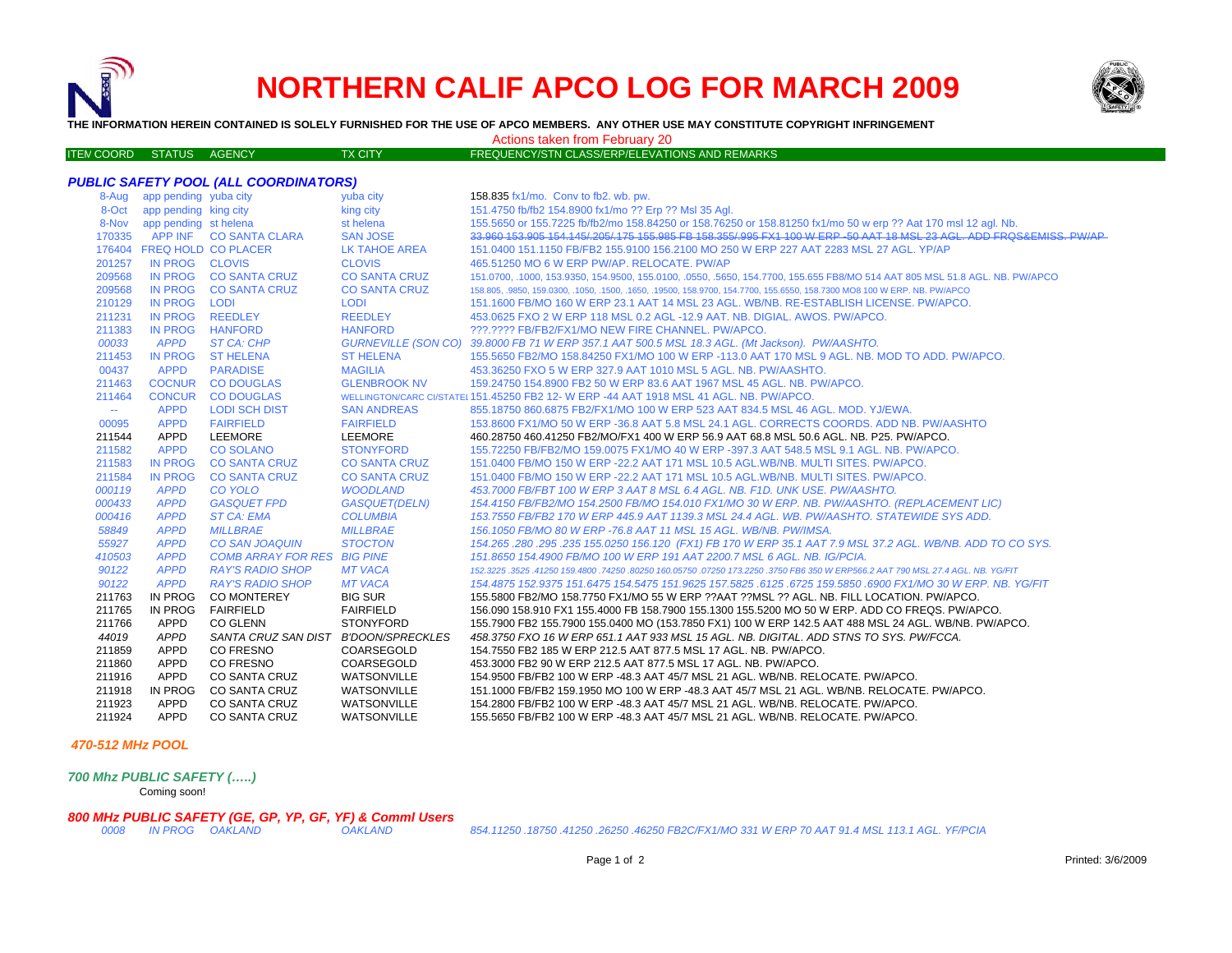# NORTHERN CALIF APCO LOG FOR MARCH 2009

**THE INFORMATION HEREIN CONTAINED IS SOLELY FURNISHED FOR THE USE OF APCO MEMBERS. ANY OTHER USE MAY CONSTITUTE COPYRIGHT INFRINGEMENT**

Actions taken from February 20

| ITEM COORD | STATUS | AGENCY | TX CITY | FREQUENCY/STN CLASS/ERP/ELEVATIONS AND REMARKS |
|---|---|---|---|---|

### *PUBLIC SAFETY POOL (ALL COORDINATORS)*

| ITEM COORD | STATUS | AGENCY | TX CITY | FREQUENCY/STN CLASS/ERP/ELEVATIONS AND REMARKS |
|---|---|---|---|---|
| 8-Aug | app pending | yuba city | yuba city | 158.835 fx1/mo. Conv to fb2. wb. pw. |
| 8-Oct | app pending | king city | king city | 151.4750 fb/fb2 154.8900 fx1/mo ?? Erp ?? Msl 35 Agl. |
| 8-Nov | app pending | st helena | st helena | 155.5650 or 155.7225 fb/fb2/mo 158.84250 or 158.76250 or 158.81250 fx1/mo 50 w erp ?? Aat 170 msl 12 agl. Nb. |
| 170335 | APP INF | CO SANTA CLARA | SAN JOSE | ~~33.960 153.905 154.145/.205/.175 155.985 FB 158.355/.995 FX1 100 W ERP -50 AAT 18 MSL 23 AGL. ADD FRQS&EMISS. PW/AP~~ |
| 176404 | FREQ HOLD | CO PLACER | LK TAHOE AREA | 151.0400 151.1150 FB/FB2 155.9100 156.2100 MO 250 W ERP 227 AAT 2283 MSL 27 AGL. YP/AP |
| 201257 | IN PROG | CLOVIS | CLOVIS | 465.51250 MO 6 W ERP PW/AP. RELOCATE. PW/AP |
| 209568 | IN PROG | CO SANTA CRUZ | CO SANTA CRUZ | 151.0700, .1000, 153.9350, 154.9500, 155.0100, .0550, .5650, 154.7700, 155.655 FB8/MO 514 AAT 805 MSL 51.8 AGL. NB. PW/APCO |
| 209568 | IN PROG | CO SANTA CRUZ | CO SANTA CRUZ | 158.805, .9850, 159.0300, .1050, .1500, .1650, .19500, 158.9700, 154.7700, 155.6550, 158.7300 MO8 100 W ERP. NB. PW/APCO |
| 210129 | IN PROG | LODI | LODI | 151.1600 FB/MO 160 W ERP 23.1 AAT 14 MSL 23 AGL. WB/NB. RE-ESTABLISH LICENSE. PW/APCO. |
| 211231 | IN PROG | REEDLEY | REEDLEY | 453.0625 FXO 2 W ERP 118 MSL 0.2 AGL -12.9 AAT. NB. DIGIAL. AWOS. PW/APCO. |
| 211383 | IN PROG | HANFORD | HANFORD | ???.???? FB/FB2/FX1/MO NEW FIRE CHANNEL. PW/APCO. |
| *00033* | *APPD* | *ST CA: CHP* | *GURNEVILLE (SON CO)* | *39.8000 FB 71 W ERP 357.1 AAT 500.5 MSL 18.3 AGL. (Mt Jackson). PW/AASHTO.* |
| 211453 | IN PROG | ST HELENA | ST HELENA | 155.5650 FB2/MO 158.84250 FX1/MO 100 W ERP -113.0 AAT 170 MSL 9 AGL. NB. MOD TO ADD. PW/APCO. |
| 00437 | APPD | PARADISE | MAGILIA | 453.36250 FXO 5 W ERP 327.9 AAT 1010 MSL 5 AGL. NB. PW/AASHTO. |
| 211463 | COCNUR | CO DOUGLAS | GLENBROOK NV | 159.24750 154.8900 FB2 50 W ERP 83.6 AAT 1967 MSL 45 AGL. NB. PW/APCO. |
| 211464 | CONCUR | CO DOUGLAS | WELLINGTON/CARC CI/STATEL | 151.45250 FB2 12- W ERP -44 AAT 1918 MSL 41 AGL. NB. PW/APCO. |
| -- | APPD | LODI SCH DIST | SAN ANDREAS | 855.18750 860.6875 FB2/FX1/MO 100 W ERP 523 AAT 834.5 MSL 46 AGL. MOD. YJ/EWA. |
| 00095 | APPD | FAIRFIELD | FAIRFIELD | 153.8600 FX1/MO 50 W ERP -36.8 AAT 5.8 MSL 24.1 AGL. CORRECTS COORDS. ADD NB. PW/AASHTO |
| 211544 | APPD | LEEMORE | LEEMORE | 460.28750 460.41250 FB2/MO/FX1 400 W ERP 56.9 AAT 68.8 MSL 50.6 AGL. NB. P25. PW/APCO. |
| 211582 | APPD | CO SOLANO | STONYFORD | 155.72250 FB/FB2/MO 159.0075 FX1/MO 40 W ERP -397.3 AAT 548.5 MSL 9.1 AGL. NB. PW/APCO. |
| 211583 | IN PROG | CO SANTA CRUZ | CO SANTA CRUZ | 151.0400 FB/MO 150 W ERP -22.2 AAT 171 MSL 10.5 AGL.WB/NB. MULTI SITES. PW/APCO. |
| 211584 | IN PROG | CO SANTA CRUZ | CO SANTA CRUZ | 151.0400 FB/MO 150 W ERP -22.2 AAT 171 MSL 10.5 AGL.WB/NB. MULTI SITES. PW/APCO. |
| *000119* | *APPD* | *CO YOLO* | *WOODLAND* | *453.7000 FB/FBT 100 W ERP 3 AAT 8 MSL 6.4 AGL. NB. F1D. UNK USE. PW/AASHTO.* |
| *000433* | *APPD* | *GASQUET FPD* | *GASQUET(DELN)* | *154.4150 FB/FB2/MO 154.2500 FB/MO 154.010 FX1/MO 30 W ERP. NB. PW/AASHTO. (REPLACEMENT LIC)* |
| *000416* | *APPD* | *ST CA: EMA* | *COLUMBIA* | *153.7550 FB/FB2 170 W ERP 445.9 AAT 1139.3 MSL 24.4 AGL. WB. PW/AASHTO. STATEWIDE SYS ADD.* |
| *58849* | *APPD* | *MILLBRAE* | *MILLBRAE* | *156.1050 FB/MO 80 W ERP -76.8 AAT 11 MSL 15 AGL. WB/NB. PW/IMSA.* |
| *55927* | *APPD* | *CO SAN JOAQUIN* | *STOCTON* | *154.265 .280 .295 .235 155.0250 156.120 (FX1) FB 170 W ERP 35.1 AAT 7.9 MSL 37.2 AGL. WB/NB. ADD TO CO SYS.* |
| *410503* | *APPD* | *COMB ARRAY FOR RES* | *BIG PINE* | *151.8650 154.4900 FB/MO 100 W ERP 191 AAT 2200.7 MSL 6 AGL. NB. IG/PCIA.* |
| *90122* | *APPD* | *RAY'S RADIO SHOP* | *MT VACA* | *152.3225 .3525 .41250 159.4800 .74250 .80250 160.05750 .07250 173.2250 .3750 FB6 350 W ERP566.2 AAT 790 MSL 27.4 AGL. NB. YG/FIT* |
| *90122* | *APPD* | *RAY'S RADIO SHOP* | *MT VACA* | *154.4875 152.9375 151.6475 154.5475 151.9625 157.5825 .6125 .6725 159.5850 .6900 FX1/MO 30 W ERP. NB. YG/FIT* |
| 211763 | IN PROG | CO MONTEREY | BIG SUR | 155.5800 FB2/MO 158.7750 FX1/MO 55 W ERP ??AAT ??MSL ?? AGL. NB. FILL LOCATION. PW/APCO. |
| 211765 | IN PROG | FAIRFIELD | FAIRFIELD | 156.090 158.910 FX1 155.4000 FB 158.7900 155.1300 155.5200 MO 50 W ERP. ADD CO FREQS. PW/APCO. |
| 211766 | APPD | CO GLENN | STONYFORD | 155.7900 FB2 155.7900 155.0400 MO (153.7850 FX1) 100 W ERP 142.5 AAT 488 MSL 24 AGL. WB/NB. PW/APCO. |
| *44019* | *APPD* | *SANTA CRUZ SAN DIST* | *B'DOON/SPRECKLES* | *458.3750 FXO 16 W ERP 651.1 AAT 933 MSL 15 AGL. NB. DIGITAL. ADD STNS TO SYS. PW/FCCA.* |
| 211859 | APPD | CO FRESNO | COARSEGOLD | 154.7550 FB2 185 W ERP 212.5 AAT 877.5 MSL 17 AGL. NB. PW/APCO. |
| 211860 | APPD | CO FRESNO | COARSEGOLD | 453.3000 FB2 90 W ERP 212.5 AAT 877.5 MSL 17 AGL. NB. PW/APCO. |
| 211916 | APPD | CO SANTA CRUZ | WATSONVILLE | 154.9500 FB/FB2 100 W ERP -48.3 AAT 45/7 MSL 21 AGL. WB/NB. RELOCATE. PW/APCO. |
| 211918 | IN PROG | CO SANTA CRUZ | WATSONVILLE | 151.1000 FB/FB2 159.1950 MO 100 W ERP -48.3 AAT 45/7 MSL 21 AGL. WB/NB. RELOCATE. PW/APCO. |
| 211923 | APPD | CO SANTA CRUZ | WATSONVILLE | 154.2800 FB/FB2 100 W ERP -48.3 AAT 45/7 MSL 21 AGL. WB/NB. RELOCATE. PW/APCO. |
| 211924 | APPD | CO SANTA CRUZ | WATSONVILLE | 155.5650 FB/FB2 100 W ERP -48.3 AAT 45/7 MSL 21 AGL. WB/NB. RELOCATE. PW/APCO. |

### *470-512 MHz POOL*

### *700 Mhz PUBLIC SAFETY (…..)*

Coming soon!

### *800 MHz PUBLIC SAFETY (GE, GP, YP, GF, YF) & Comml Users*

| ITEM COORD | STATUS | AGENCY | TX CITY | FREQUENCY/STN CLASS/ERP/ELEVATIONS AND REMARKS |
|---|---|---|---|---|
| *0008* | *IN PROG* | *OAKLAND* | *OAKLAND* | *854.11250 .18750 .41250 .26250 .46250 FB2C/FX1/MO 331 W ERP 70 AAT 91.4 MSL 113.1 AGL. YF/PCIA* |

Printed: 3/6/2009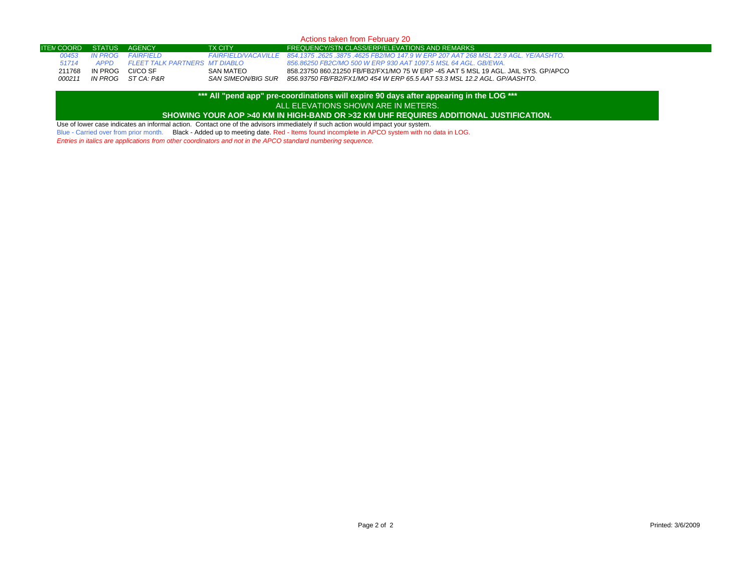Actions taken from February 20

| ITEM COORD | STATUS | AGENCY | TX CITY | FREQUENCY/STN CLASS/ERP/ELEVATIONS AND REMARKS |
|---|---|---|---|---|
| *00453* | *IN PROG* | *FAIRFIELD* | *FAIRFIELD/VACAVILLE* | *854.1375 .2625 .3875 .4625 FB2/MO 147.9 W ERP 207 AAT 268 MSL 22.9 AGL. YE/AASHTO.* |
| *51714* | *APPD* | *FLEET TALK PARTNERS* | *MT DIABLO* | *856.86250 FB2C/MO 500 W ERP 930 AAT 1097.5 MSL 64 AGL. GB/EWA.* |
| 211768 | IN PROG | CI/CO SF | SAN MATEO | 858.23750 860.21250 FB/FB2/FX1/MO 75 W ERP -45 AAT 5 MSL 19 AGL. JAIL SYS. GP/APCO |
| *000211* | *IN PROG* | *ST CA: P&R* | *SAN SIMEON/BIG SUR* | *856.93750 FB/FB2/FX1/MO 454 W ERP 65.5 AAT 53.3 MSL 12.2 AGL. GP/AASHTO.* |

**\*\*\* All "pend app" pre-coordinations will expire 90 days after appearing in the LOG \*\*\***

ALL ELEVATIONS SHOWN ARE IN METERS.

**SHOWING YOUR AOP >40 KM IN HIGH-BAND OR >32 KM UHF REQUIRES ADDITIONAL JUSTIFICATION.**

Use of lower case indicates an informal action. Contact one of the advisors immediately if such action would impact your system.

Blue - Carried over from prior month. Black - Added up to meeting date. Red - Items found incomplete in APCO system with no data in LOG.

*Entries in italics are applications from other coordinators and not in the APCO standard numbering sequence.*

Printed: 3/6/2009